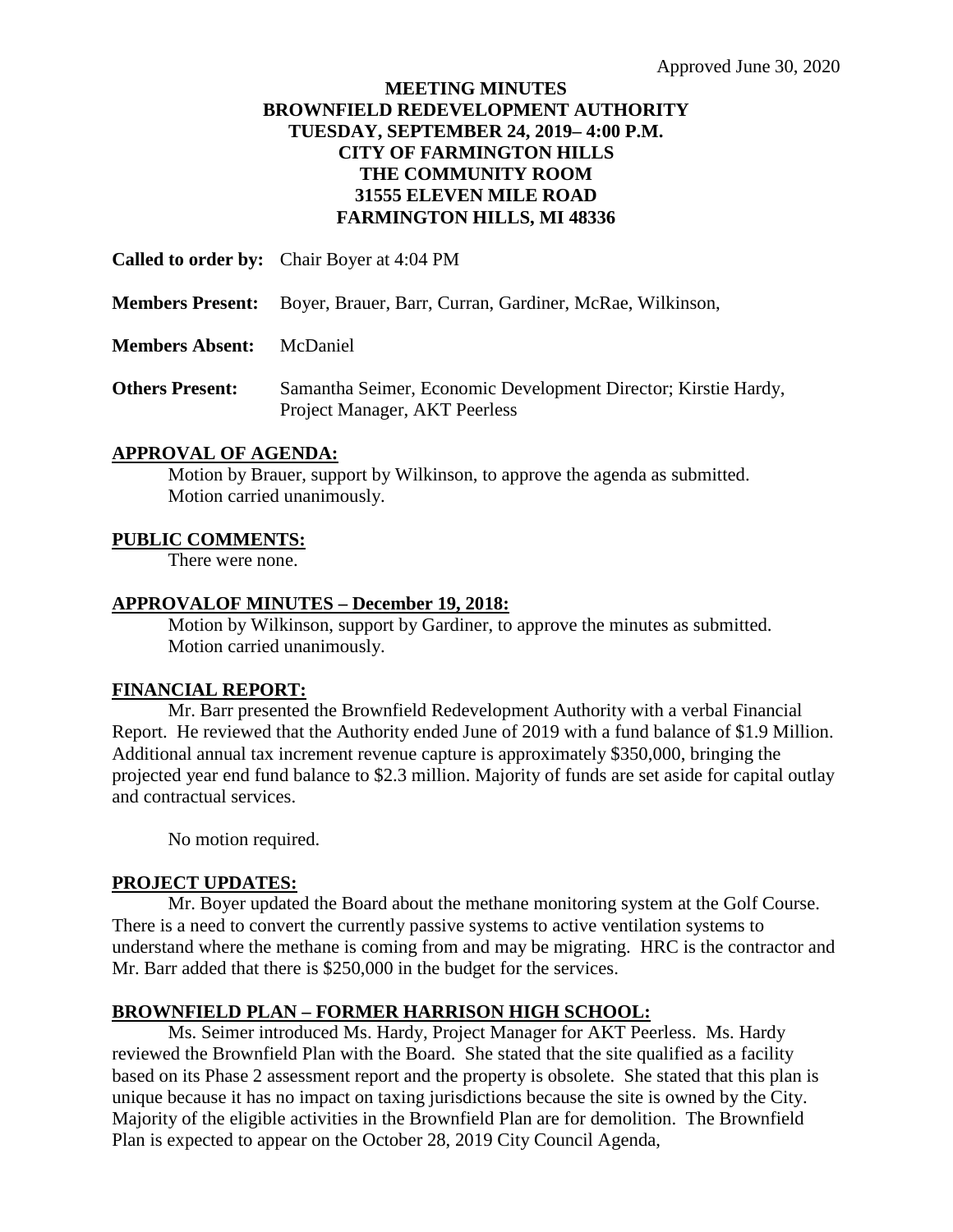Approved June 30, 2020

# MEETING MINUTES
# BROWNFIELD REDEVELOPMENT AUTHORITY
## TUESDAY, SEPTEMBER 24, 2019– 4:00 P.M.
## CITY OF FARMINGTON HILLS
## THE COMMUNITY ROOM
## 31555 ELEVEN MILE ROAD
## FARMINGTON HILLS, MI 48336

**Called to order by:** Chair Boyer at 4:04 PM

**Members Present:** Boyer, Brauer, Barr, Curran, Gardiner, McRae, Wilkinson,

**Members Absent:** McDaniel

**Others Present:** Samantha Seimer, Economic Development Director; Kirstie Hardy, Project Manager, AKT Peerless

**APPROVAL OF AGENDA:**

Motion by Brauer, support by Wilkinson, to approve the agenda as submitted. Motion carried unanimously.

**PUBLIC COMMENTS:**

There were none.

**APPROVALOF MINUTES – December 19, 2018:**

Motion by Wilkinson, support by Gardiner, to approve the minutes as submitted. Motion carried unanimously.

**FINANCIAL REPORT:**

Mr. Barr presented the Brownfield Redevelopment Authority with a verbal Financial Report. He reviewed that the Authority ended June of 2019 with a fund balance of $1.9 Million. Additional annual tax increment revenue capture is approximately $350,000, bringing the projected year end fund balance to $2.3 million. Majority of funds are set aside for capital outlay and contractual services.

No motion required.

**PROJECT UPDATES:**

Mr. Boyer updated the Board about the methane monitoring system at the Golf Course. There is a need to convert the currently passive systems to active ventilation systems to understand where the methane is coming from and may be migrating. HRC is the contractor and Mr. Barr added that there is $250,000 in the budget for the services.

**BROWNFIELD PLAN – FORMER HARRISON HIGH SCHOOL:**

Ms. Seimer introduced Ms. Hardy, Project Manager for AKT Peerless. Ms. Hardy reviewed the Brownfield Plan with the Board. She stated that the site qualified as a facility based on its Phase 2 assessment report and the property is obsolete. She stated that this plan is unique because it has no impact on taxing jurisdictions because the site is owned by the City. Majority of the eligible activities in the Brownfield Plan are for demolition. The Brownfield Plan is expected to appear on the October 28, 2019 City Council Agenda,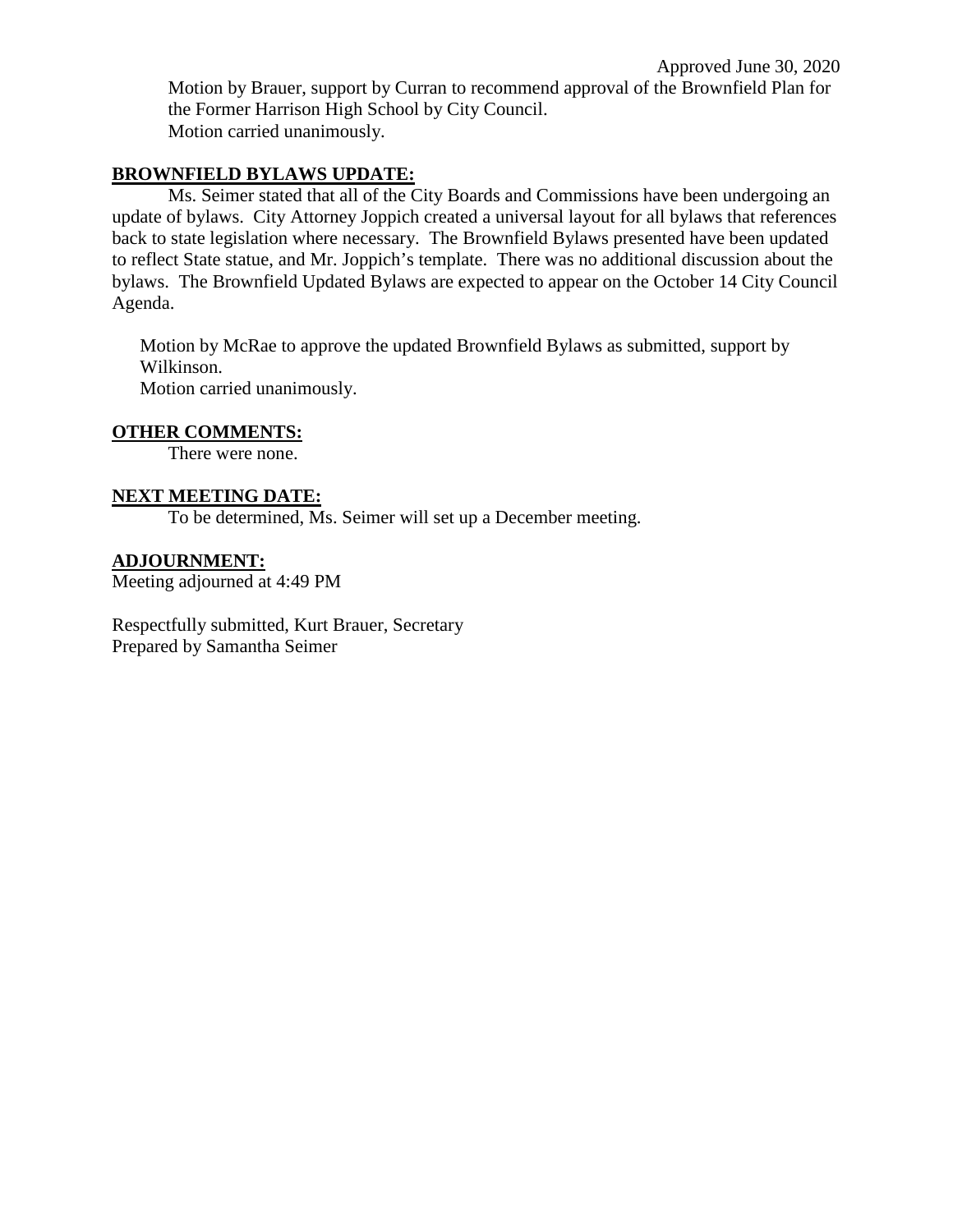Approved June 30, 2020

Motion by Brauer, support by Curran to recommend approval of the Brownfield Plan for the Former Harrison High School by City Council.
Motion carried unanimously.

**BROWNFIELD BYLAWS UPDATE:**

Ms. Seimer stated that all of the City Boards and Commissions have been undergoing an update of bylaws. City Attorney Joppich created a universal layout for all bylaws that references back to state legislation where necessary. The Brownfield Bylaws presented have been updated to reflect State statue, and Mr. Joppich's template. There was no additional discussion about the bylaws. The Brownfield Updated Bylaws are expected to appear on the October 14 City Council Agenda.

Motion by McRae to approve the updated Brownfield Bylaws as submitted, support by Wilkinson.
Motion carried unanimously.

**OTHER COMMENTS:**

There were none.

**NEXT MEETING DATE:**

To be determined, Ms. Seimer will set up a December meeting.

**ADJOURNMENT:**

Meeting adjourned at 4:49 PM

Respectfully submitted, Kurt Brauer, Secretary
Prepared by Samantha Seimer